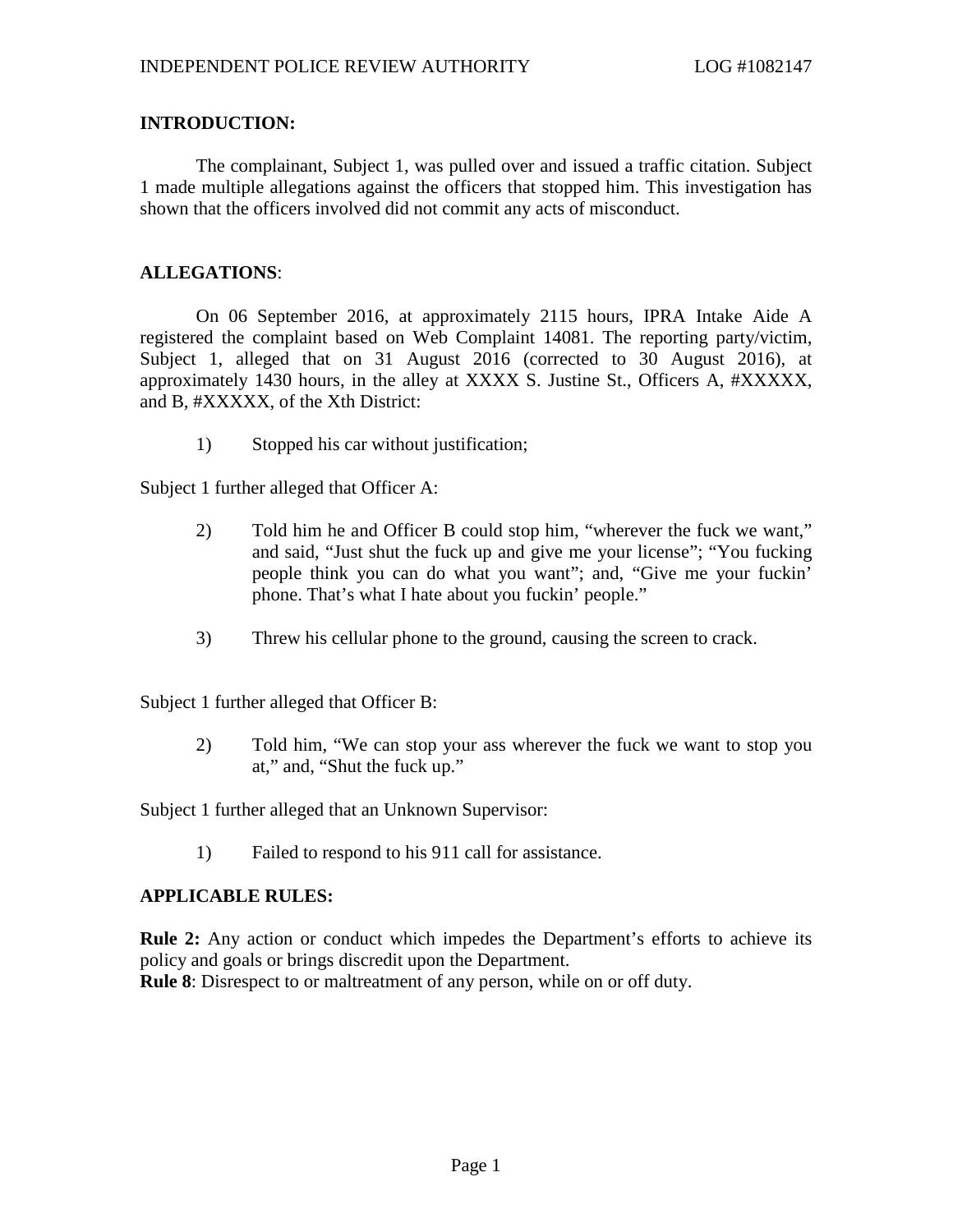**INTRODUCTION:**

The complainant, Subject 1, was pulled over and issued a traffic citation. Subject 1 made multiple allegations against the officers that stopped him. This investigation has shown that the officers involved did not commit any acts of misconduct.

**ALLEGATIONS**:

On 06 September 2016, at approximately 2115 hours, IPRA Intake Aide A registered the complaint based on Web Complaint 14081. The reporting party/victim, Subject 1, alleged that on 31 August 2016 (corrected to 30 August 2016), at approximately 1430 hours, in the alley at XXXX S. Justine St., Officers A, #XXXXX, and B, #XXXXX, of the Xth District:

1) Stopped his car without justification;

Subject 1 further alleged that Officer A:

2) Told him he and Officer B could stop him, "wherever the fuck we want," and said, "Just shut the fuck up and give me your license"; "You fucking people think you can do what you want"; and, "Give me your fuckin' phone. That's what I hate about you fuckin' people."

3) Threw his cellular phone to the ground, causing the screen to crack.

Subject 1 further alleged that Officer B:

2) Told him, "We can stop your ass wherever the fuck we want to stop you at," and, "Shut the fuck up."

Subject 1 further alleged that an Unknown Supervisor:

1) Failed to respond to his 911 call for assistance.

**APPLICABLE RULES:**

**Rule 2:** Any action or conduct which impedes the Department's efforts to achieve its policy and goals or brings discredit upon the Department.
**Rule 8**: Disrespect to or maltreatment of any person, while on or off duty.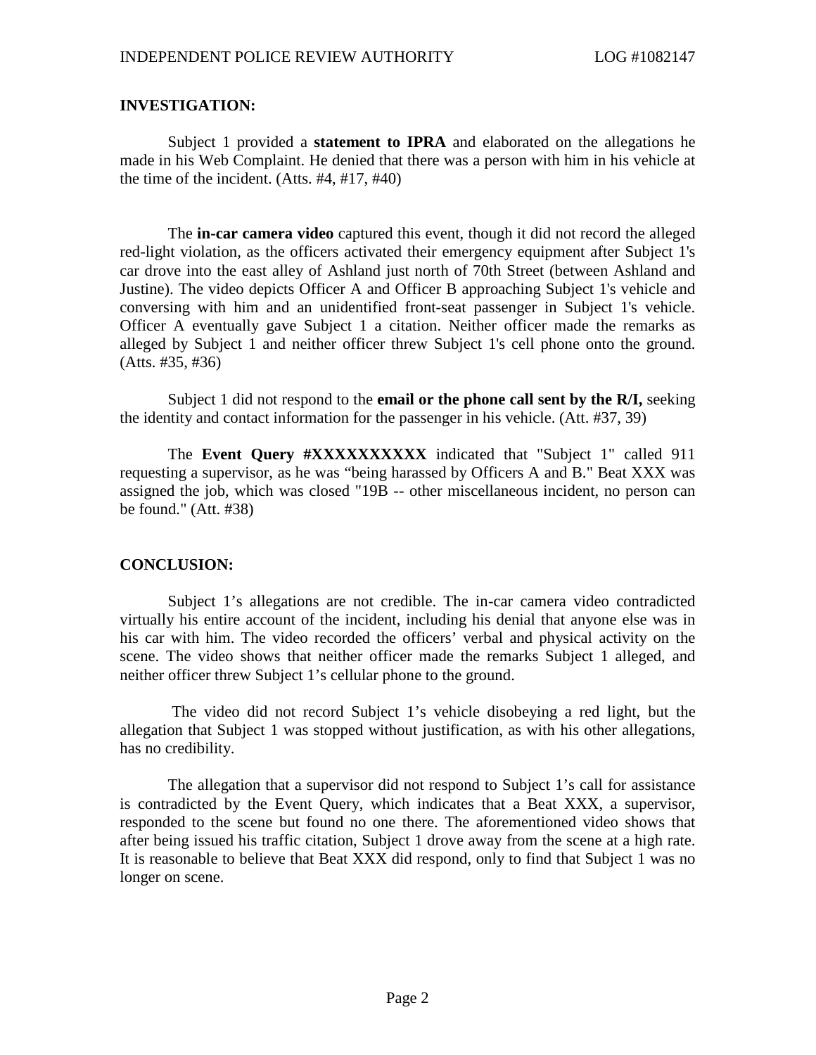**INVESTIGATION:**

Subject 1 provided a **statement to IPRA** and elaborated on the allegations he made in his Web Complaint. He denied that there was a person with him in his vehicle at the time of the incident. (Atts. #4, #17, #40)

The **in-car camera video** captured this event, though it did not record the alleged red-light violation, as the officers activated their emergency equipment after Subject 1's car drove into the east alley of Ashland just north of 70th Street (between Ashland and Justine). The video depicts Officer A and Officer B approaching Subject 1's vehicle and conversing with him and an unidentified front-seat passenger in Subject 1's vehicle. Officer A eventually gave Subject 1 a citation. Neither officer made the remarks as alleged by Subject 1 and neither officer threw Subject 1's cell phone onto the ground. (Atts. #35, #36)

Subject 1 did not respond to the **email or the phone call sent by the R/I,** seeking the identity and contact information for the passenger in his vehicle. (Att. #37, 39)

The **Event Query #XXXXXXXXXX** indicated that "Subject 1" called 911 requesting a supervisor, as he was "being harassed by Officers A and B." Beat XXX was assigned the job, which was closed "19B -- other miscellaneous incident, no person can be found." (Att. #38)

**CONCLUSION:**

Subject 1's allegations are not credible. The in-car camera video contradicted virtually his entire account of the incident, including his denial that anyone else was in his car with him. The video recorded the officers' verbal and physical activity on the scene. The video shows that neither officer made the remarks Subject 1 alleged, and neither officer threw Subject 1's cellular phone to the ground.

The video did not record Subject 1's vehicle disobeying a red light, but the allegation that Subject 1 was stopped without justification, as with his other allegations, has no credibility.

The allegation that a supervisor did not respond to Subject 1's call for assistance is contradicted by the Event Query, which indicates that a Beat XXX, a supervisor, responded to the scene but found no one there. The aforementioned video shows that after being issued his traffic citation, Subject 1 drove away from the scene at a high rate. It is reasonable to believe that Beat XXX did respond, only to find that Subject 1 was no longer on scene.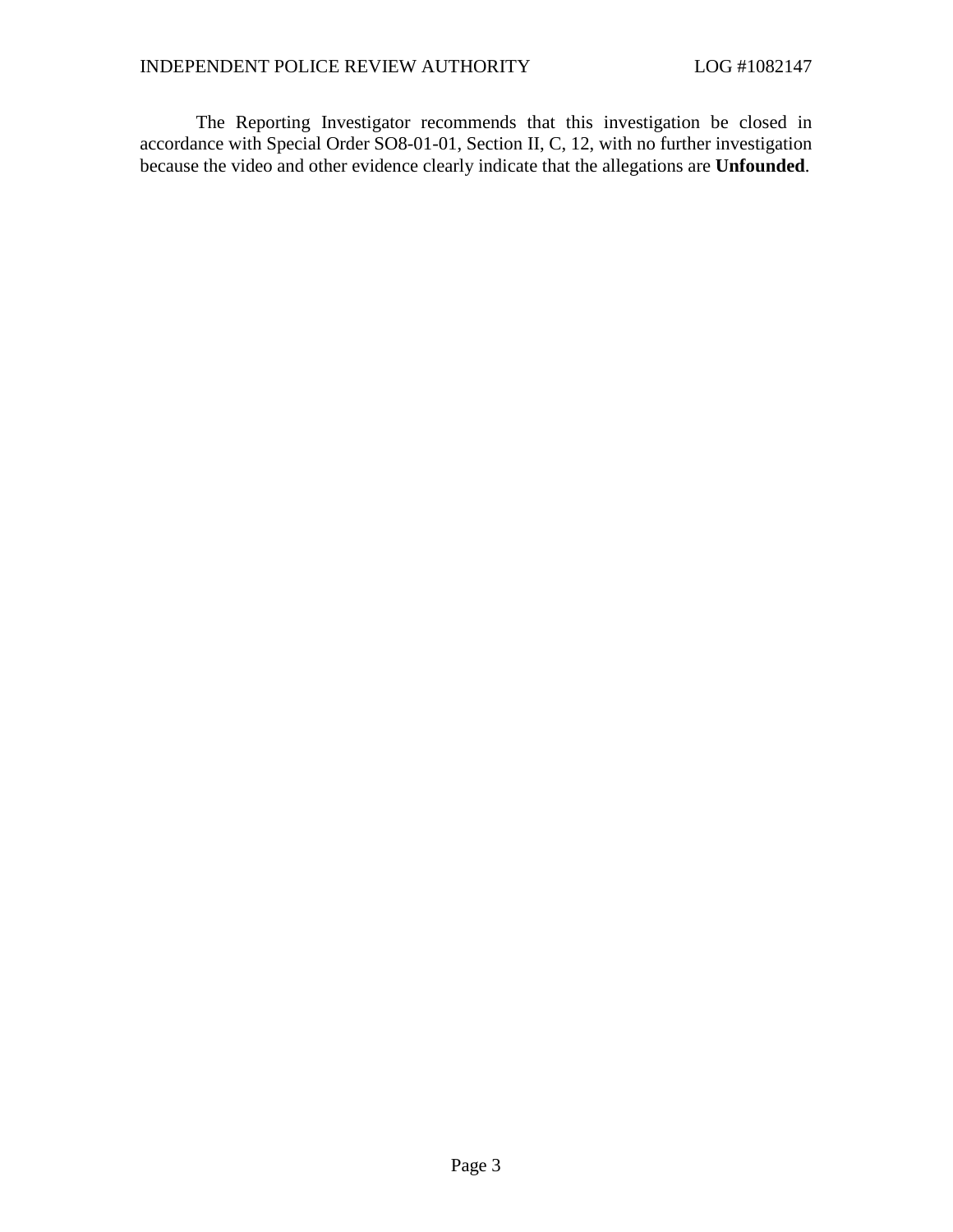The Reporting Investigator recommends that this investigation be closed in accordance with Special Order SO8-01-01, Section II, C, 12, with no further investigation because the video and other evidence clearly indicate that the allegations are **Unfounded**.